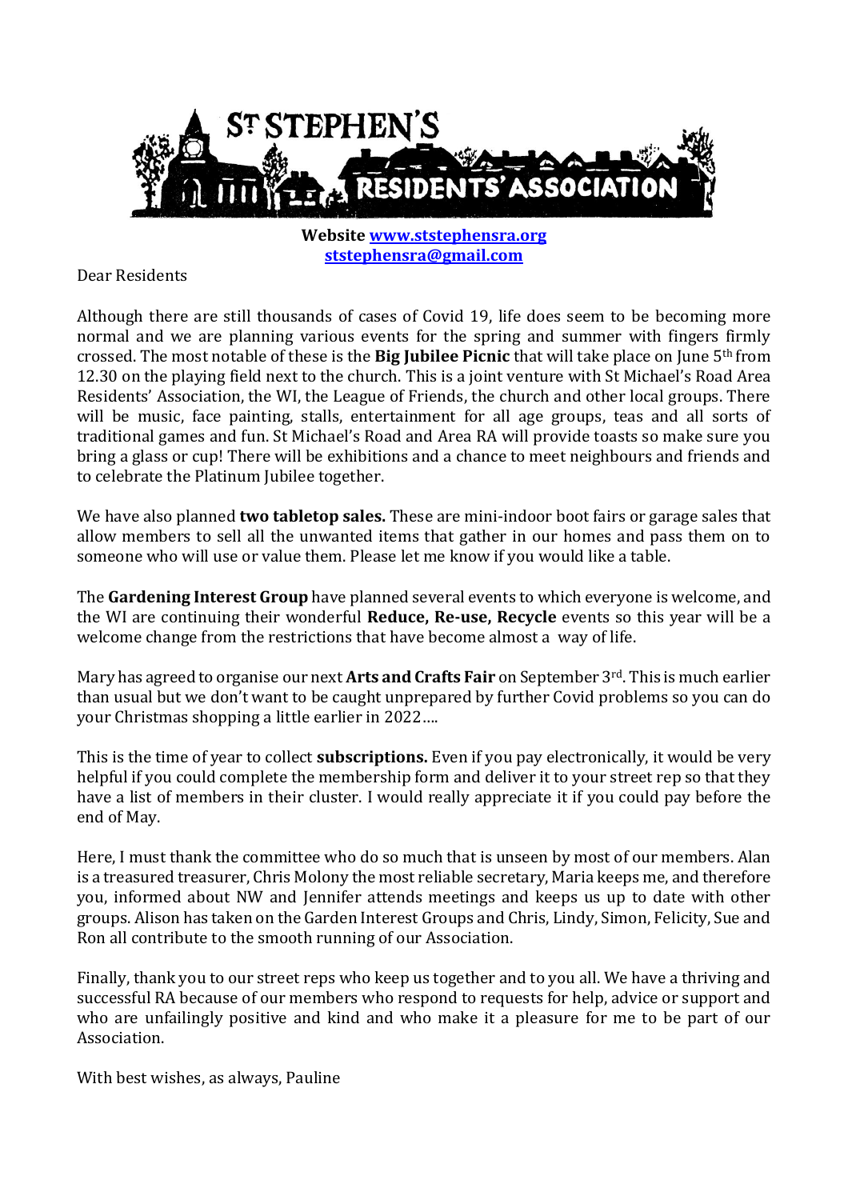# ST STEPHEN'S RESIDENTS' ASSOCIATION

**Website [www.ststephensra.org](http://www.ststephensra.org)**
**[ststephensra@gmail.com](mailto:ststephensra@gmail.com)**

Dear Residents

Although there are still thousands of cases of Covid 19, life does seem to be becoming more normal and we are planning various events for the spring and summer with fingers firmly crossed. The most notable of these is the **Big Jubilee Picnic** that will take place on June 5th from 12.30 on the playing field next to the church. This is a joint venture with St Michael's Road Area Residents' Association, the WI, the League of Friends, the church and other local groups. There will be music, face painting, stalls, entertainment for all age groups, teas and all sorts of traditional games and fun. St Michael's Road and Area RA will provide toasts so make sure you bring a glass or cup! There will be exhibitions and a chance to meet neighbours and friends and to celebrate the Platinum Jubilee together.

We have also planned **two tabletop sales.** These are mini-indoor boot fairs or garage sales that allow members to sell all the unwanted items that gather in our homes and pass them on to someone who will use or value them. Please let me know if you would like a table.

The **Gardening Interest Group** have planned several events to which everyone is welcome, and the WI are continuing their wonderful **Reduce, Re-use, Recycle** events so this year will be a welcome change from the restrictions that have become almost a way of life.

Mary has agreed to organise our next **Arts and Crafts Fair** on September 3rd. This is much earlier than usual but we don't want to be caught unprepared by further Covid problems so you can do your Christmas shopping a little earlier in 2022….

This is the time of year to collect **subscriptions.** Even if you pay electronically, it would be very helpful if you could complete the membership form and deliver it to your street rep so that they have a list of members in their cluster. I would really appreciate it if you could pay before the end of May.

Here, I must thank the committee who do so much that is unseen by most of our members. Alan is a treasured treasurer, Chris Molony the most reliable secretary, Maria keeps me, and therefore you, informed about NW and Jennifer attends meetings and keeps us up to date with other groups. Alison has taken on the Garden Interest Groups and Chris, Lindy, Simon, Felicity, Sue and Ron all contribute to the smooth running of our Association.

Finally, thank you to our street reps who keep us together and to you all. We have a thriving and successful RA because of our members who respond to requests for help, advice or support and who are unfailingly positive and kind and who make it a pleasure for me to be part of our Association.

With best wishes, as always, Pauline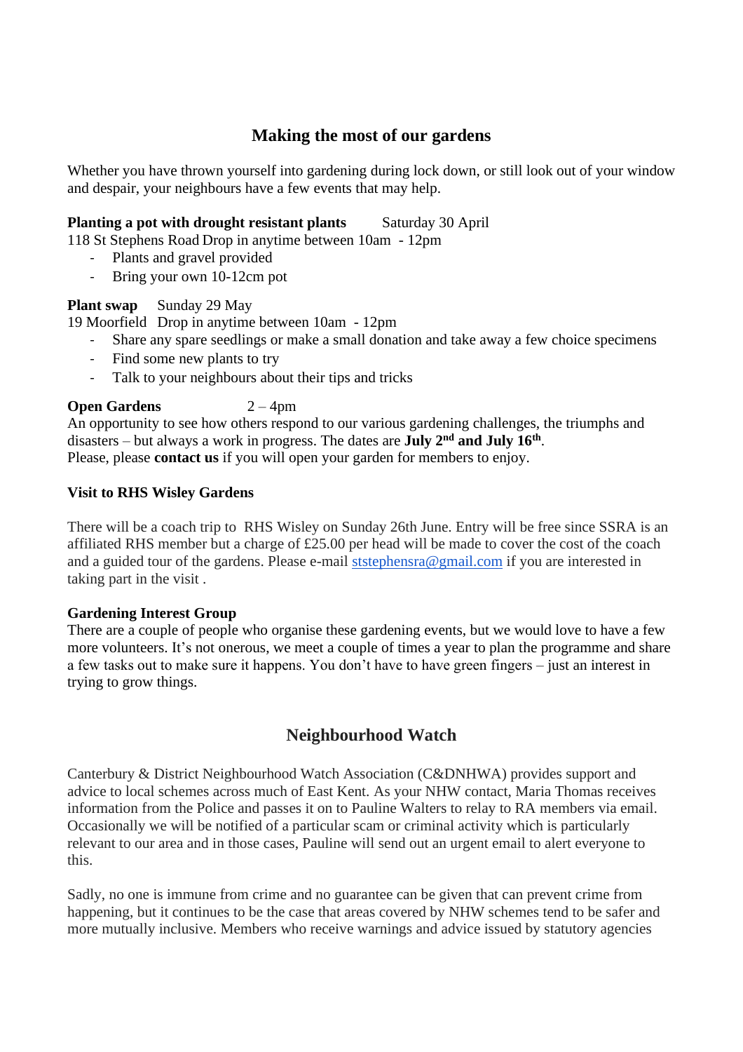## Making the most of our gardens

Whether you have thrown yourself into gardening during lock down, or still look out of your window and despair, your neighbours have a few events that may help.

**Planting a pot with drought resistant plants** Saturday 30 April
118 St Stephens Road Drop in anytime between 10am - 12pm

- Plants and gravel provided
- Bring your own 10-12cm pot

**Plant swap** Sunday 29 May
19 Moorfield Drop in anytime between 10am - 12pm

- Share any spare seedlings or make a small donation and take away a few choice specimens
- Find some new plants to try
- Talk to your neighbours about their tips and tricks

**Open Gardens** 2 – 4pm
An opportunity to see how others respond to our various gardening challenges, the triumphs and disasters – but always a work in progress. The dates are **July 2nd and July 16th**.
Please, please **contact us** if you will open your garden for members to enjoy.

**Visit to RHS Wisley Gardens**

There will be a coach trip to RHS Wisley on Sunday 26th June. Entry will be free since SSRA is an affiliated RHS member but a charge of £25.00 per head will be made to cover the cost of the coach and a guided tour of the gardens. Please e-mail ststephensra@gmail.com if you are interested in taking part in the visit .

**Gardening Interest Group**
There are a couple of people who organise these gardening events, but we would love to have a few more volunteers. It's not onerous, we meet a couple of times a year to plan the programme and share a few tasks out to make sure it happens. You don't have to have green fingers – just an interest in trying to grow things.

## Neighbourhood Watch

Canterbury & District Neighbourhood Watch Association (C&DNHWA) provides support and advice to local schemes across much of East Kent. As your NHW contact, Maria Thomas receives information from the Police and passes it on to Pauline Walters to relay to RA members via email. Occasionally we will be notified of a particular scam or criminal activity which is particularly relevant to our area and in those cases, Pauline will send out an urgent email to alert everyone to this.

Sadly, no one is immune from crime and no guarantee can be given that can prevent crime from happening, but it continues to be the case that areas covered by NHW schemes tend to be safer and more mutually inclusive. Members who receive warnings and advice issued by statutory agencies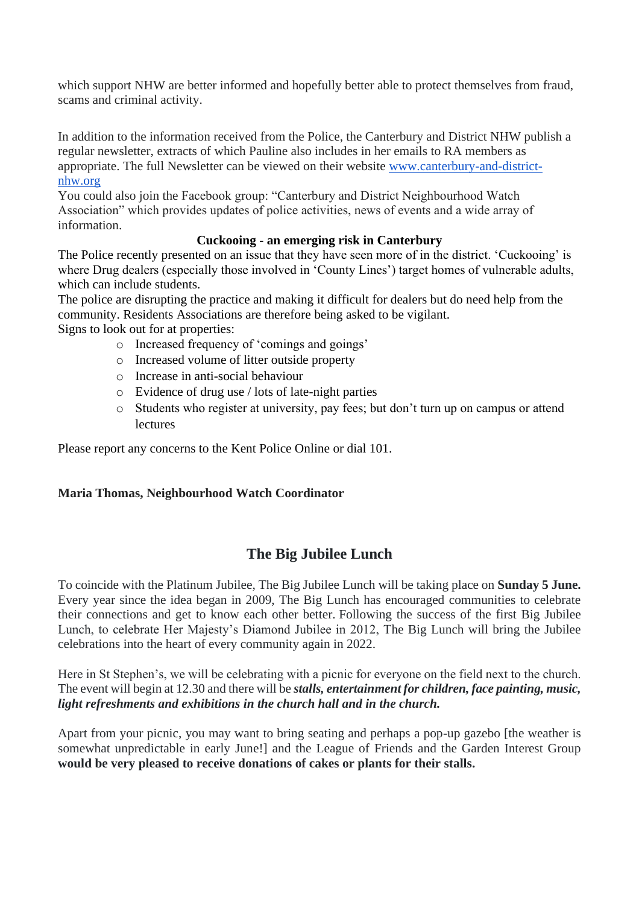which support NHW are better informed and hopefully better able to protect themselves from fraud, scams and criminal activity.

In addition to the information received from the Police, the Canterbury and District NHW publish a regular newsletter, extracts of which Pauline also includes in her emails to RA members as appropriate. The full Newsletter can be viewed on their website [www.canterbury-and-district-nhw.org](www.canterbury-and-district-nhw.org)
You could also join the Facebook group: "Canterbury and District Neighbourhood Watch Association" which provides updates of police activities, news of events and a wide array of information.

**Cuckooing - an emerging risk in Canterbury**

The Police recently presented on an issue that they have seen more of in the district. 'Cuckooing' is where Drug dealers (especially those involved in 'County Lines') target homes of vulnerable adults, which can include students.
The police are disrupting the practice and making it difficult for dealers but do need help from the community. Residents Associations are therefore being asked to be vigilant.
Signs to look out for at properties:

- Increased frequency of 'comings and goings'
- Increased volume of litter outside property
- Increase in anti-social behaviour
- Evidence of drug use / lots of late-night parties
- Students who register at university, pay fees; but don't turn up on campus or attend lectures

Please report any concerns to the Kent Police Online or dial 101.

**Maria Thomas, Neighbourhood Watch Coordinator**

## The Big Jubilee Lunch

To coincide with the Platinum Jubilee, The Big Jubilee Lunch will be taking place on **Sunday 5 June.** Every year since the idea began in 2009, The Big Lunch has encouraged communities to celebrate their connections and get to know each other better. Following the success of the first Big Jubilee Lunch, to celebrate Her Majesty's Diamond Jubilee in 2012, The Big Lunch will bring the Jubilee celebrations into the heart of every community again in 2022.

Here in St Stephen's, we will be celebrating with a picnic for everyone on the field next to the church. The event will begin at 12.30 and there will be ***stalls, entertainment for children, face painting, music, light refreshments and exhibitions in the church hall and in the church.***

Apart from your picnic, you may want to bring seating and perhaps a pop-up gazebo [the weather is somewhat unpredictable in early June!] and the League of Friends and the Garden Interest Group **would be very pleased to receive donations of cakes or plants for their stalls.**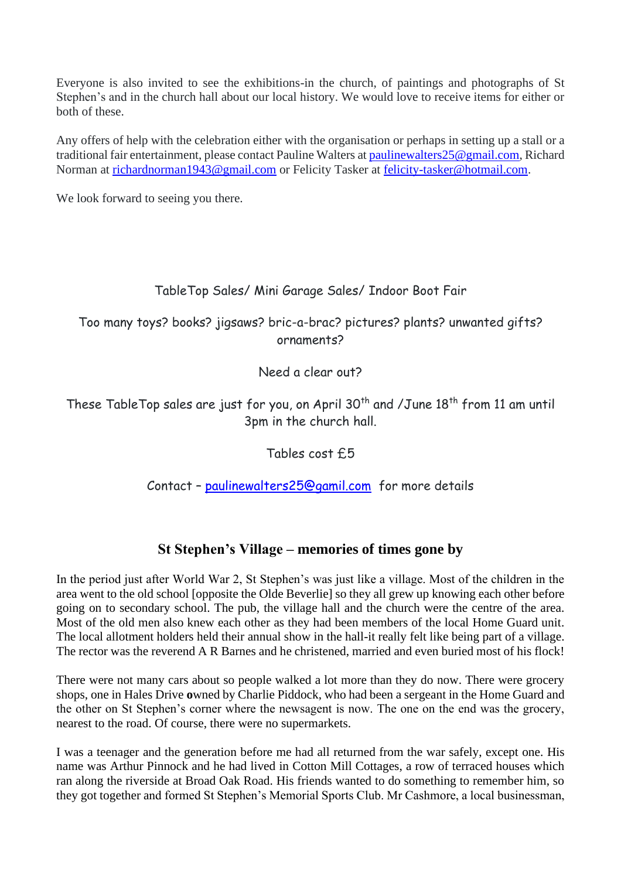Everyone is also invited to see the exhibitions-in the church, of paintings and photographs of St Stephen's and in the church hall about our local history. We would love to receive items for either or both of these.

Any offers of help with the celebration either with the organisation or perhaps in setting up a stall or a traditional fair entertainment, please contact Pauline Walters at paulinewalters25@gmail.com, Richard Norman at richardnorman1943@gmail.com or Felicity Tasker at felicity-tasker@hotmail.com.

We look forward to seeing you there.

TableTop Sales/ Mini Garage Sales/ Indoor Boot Fair

Too many toys? books? jigsaws? bric-a-brac? pictures? plants? unwanted gifts? ornaments?

Need a clear out?

These TableTop sales are just for you, on April 30th and /June 18th from 11 am until 3pm in the church hall.

Tables cost £5

Contact – paulinewalters25@gamil.com for more details

## St Stephen's Village – memories of times gone by

In the period just after World War 2, St Stephen's was just like a village. Most of the children in the area went to the old school [opposite the Olde Beverlie] so they all grew up knowing each other before going on to secondary school. The pub, the village hall and the church were the centre of the area. Most of the old men also knew each other as they had been members of the local Home Guard unit. The local allotment holders held their annual show in the hall-it really felt like being part of a village. The rector was the reverend A R Barnes and he christened, married and even buried most of his flock!

There were not many cars about so people walked a lot more than they do now. There were grocery shops, one in Hales Drive **o**wned by Charlie Piddock, who had been a sergeant in the Home Guard and the other on St Stephen's corner where the newsagent is now. The one on the end was the grocery, nearest to the road. Of course, there were no supermarkets.

I was a teenager and the generation before me had all returned from the war safely, except one. His name was Arthur Pinnock and he had lived in Cotton Mill Cottages, a row of terraced houses which ran along the riverside at Broad Oak Road. His friends wanted to do something to remember him, so they got together and formed St Stephen's Memorial Sports Club. Mr Cashmore, a local businessman,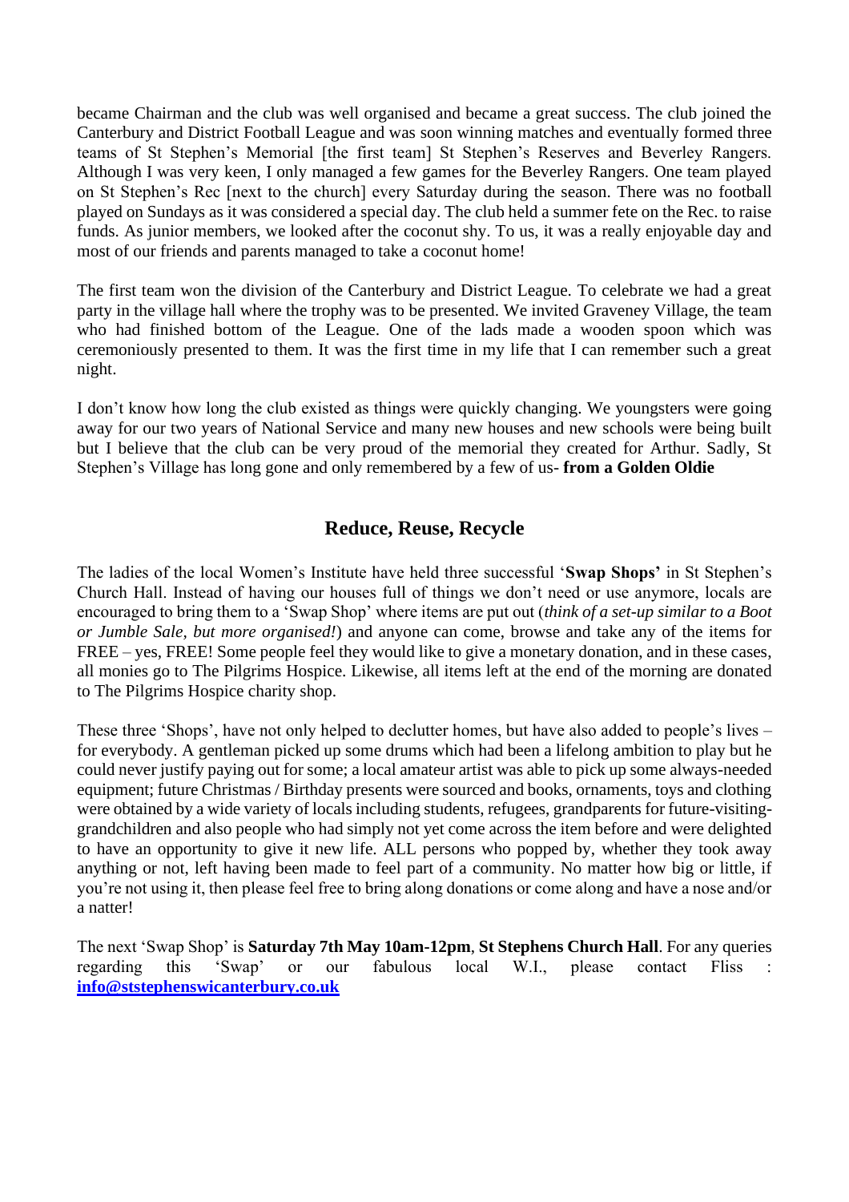became Chairman and the club was well organised and became a great success. The club joined the Canterbury and District Football League and was soon winning matches and eventually formed three teams of St Stephen's Memorial [the first team] St Stephen's Reserves and Beverley Rangers. Although I was very keen, I only managed a few games for the Beverley Rangers. One team played on St Stephen's Rec [next to the church] every Saturday during the season. There was no football played on Sundays as it was considered a special day. The club held a summer fete on the Rec. to raise funds. As junior members, we looked after the coconut shy. To us, it was a really enjoyable day and most of our friends and parents managed to take a coconut home!

The first team won the division of the Canterbury and District League. To celebrate we had a great party in the village hall where the trophy was to be presented. We invited Graveney Village, the team who had finished bottom of the League. One of the lads made a wooden spoon which was ceremoniously presented to them. It was the first time in my life that I can remember such a great night.

I don't know how long the club existed as things were quickly changing. We youngsters were going away for our two years of National Service and many new houses and new schools were being built but I believe that the club can be very proud of the memorial they created for Arthur. Sadly, St Stephen's Village has long gone and only remembered by a few of us- **from a Golden Oldie**

## Reduce, Reuse, Recycle

The ladies of the local Women's Institute have held three successful '**Swap Shops'** in St Stephen's Church Hall. Instead of having our houses full of things we don't need or use anymore, locals are encouraged to bring them to a 'Swap Shop' where items are put out (*think of a set-up similar to a Boot or Jumble Sale, but more organised!*) and anyone can come, browse and take any of the items for FREE – yes, FREE! Some people feel they would like to give a monetary donation, and in these cases, all monies go to The Pilgrims Hospice. Likewise, all items left at the end of the morning are donated to The Pilgrims Hospice charity shop.

These three 'Shops', have not only helped to declutter homes, but have also added to people's lives – for everybody. A gentleman picked up some drums which had been a lifelong ambition to play but he could never justify paying out for some; a local amateur artist was able to pick up some always-needed equipment; future Christmas / Birthday presents were sourced and books, ornaments, toys and clothing were obtained by a wide variety of locals including students, refugees, grandparents for future-visiting-grandchildren and also people who had simply not yet come across the item before and were delighted to have an opportunity to give it new life. ALL persons who popped by, whether they took away anything or not, left having been made to feel part of a community. No matter how big or little, if you're not using it, then please feel free to bring along donations or come along and have a nose and/or a natter!

The next 'Swap Shop' is **Saturday 7th May 10am-12pm**, **St Stephens Church Hall**. For any queries regarding this 'Swap' or our fabulous local W.I., please contact Fliss : **info@ststephenswicanterbury.co.uk**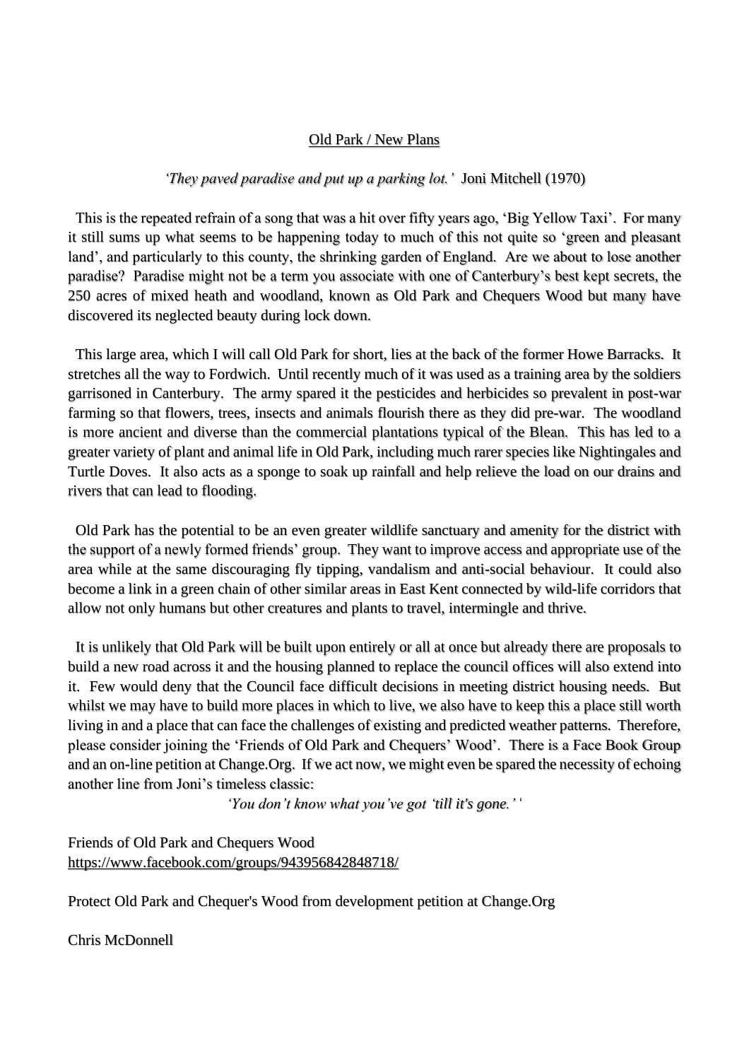## Old Park / New Plans

*'They paved paradise and put up a parking lot.'* Joni Mitchell (1970)

This is the repeated refrain of a song that was a hit over fifty years ago, 'Big Yellow Taxi'. For many it still sums up what seems to be happening today to much of this not quite so 'green and pleasant land', and particularly to this county, the shrinking garden of England. Are we about to lose another paradise? Paradise might not be a term you associate with one of Canterbury's best kept secrets, the 250 acres of mixed heath and woodland, known as Old Park and Chequers Wood but many have discovered its neglected beauty during lock down.

This large area, which I will call Old Park for short, lies at the back of the former Howe Barracks. It stretches all the way to Fordwich. Until recently much of it was used as a training area by the soldiers garrisoned in Canterbury. The army spared it the pesticides and herbicides so prevalent in post-war farming so that flowers, trees, insects and animals flourish there as they did pre-war. The woodland is more ancient and diverse than the commercial plantations typical of the Blean. This has led to a greater variety of plant and animal life in Old Park, including much rarer species like Nightingales and Turtle Doves. It also acts as a sponge to soak up rainfall and help relieve the load on our drains and rivers that can lead to flooding.

Old Park has the potential to be an even greater wildlife sanctuary and amenity for the district with the support of a newly formed friends' group. They want to improve access and appropriate use of the area while at the same discouraging fly tipping, vandalism and anti-social behaviour. It could also become a link in a green chain of other similar areas in East Kent connected by wild-life corridors that allow not only humans but other creatures and plants to travel, intermingle and thrive.

It is unlikely that Old Park will be built upon entirely or all at once but already there are proposals to build a new road across it and the housing planned to replace the council offices will also extend into it. Few would deny that the Council face difficult decisions in meeting district housing needs. But whilst we may have to build more places in which to live, we also have to keep this a place still worth living in and a place that can face the challenges of existing and predicted weather patterns. Therefore, please consider joining the 'Friends of Old Park and Chequers' Wood'. There is a Face Book Group and an on-line petition at Change.Org. If we act now, we might even be spared the necessity of echoing another line from Joni's timeless classic:

*'You don't know what you've got 'till it's gone.'* '

Friends of Old Park and Chequers Wood
https://www.facebook.com/groups/943956842848718/

Protect Old Park and Chequer's Wood from development petition at Change.Org

Chris McDonnell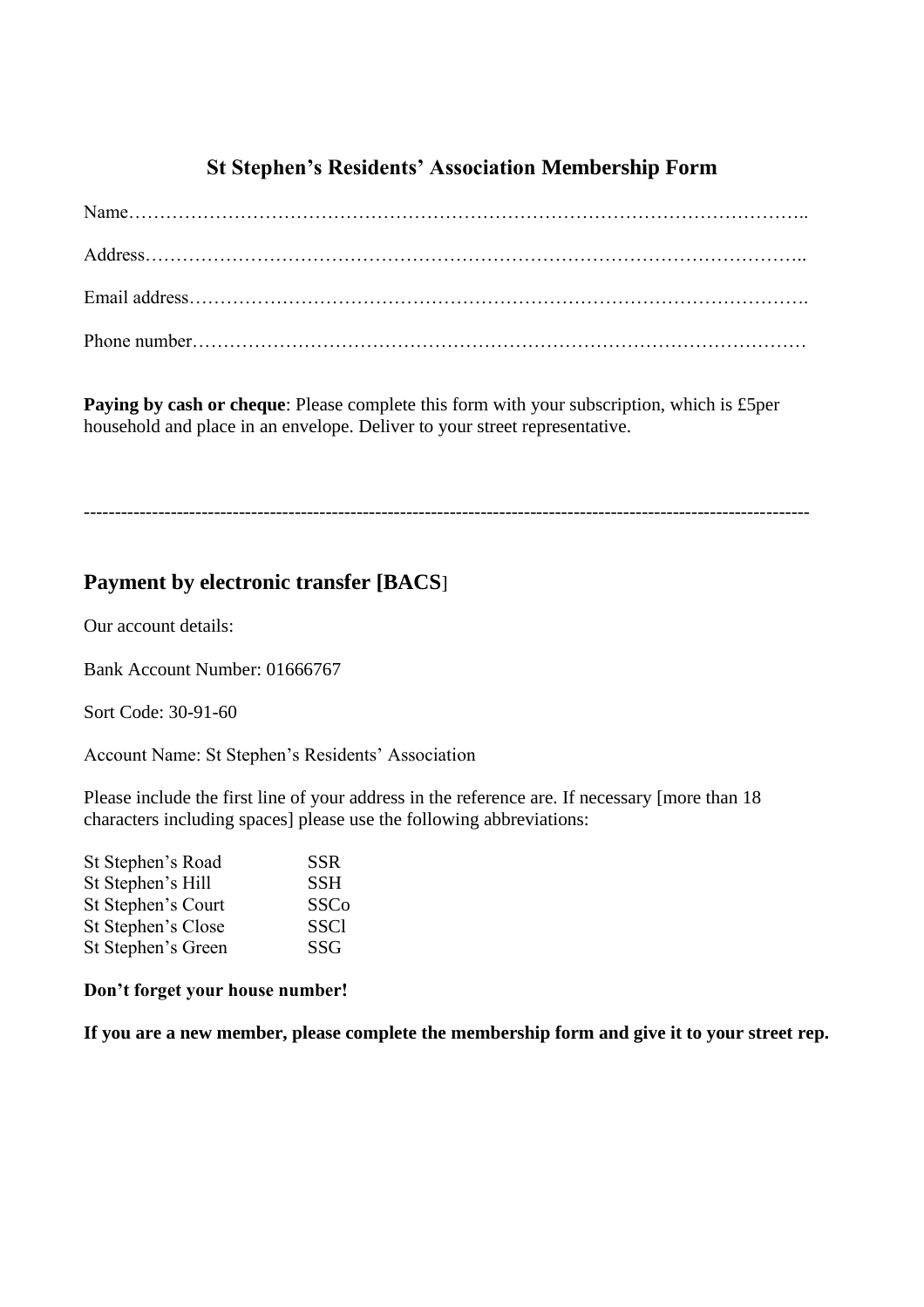## St Stephen's Residents' Association Membership Form

Name…………………………………………………………………………………………………..

Address……………………………………………………………………………………………..

Email address……………………………………………………………………………………….

Phone number………………………………………………………………………………………

**Paying by cash or cheque**: Please complete this form with your subscription, which is £5per household and place in an envelope. Deliver to your street representative.

-------------------------------------------------------------------------------------------------------------------

## Payment by electronic transfer [BACS]

Our account details:

Bank Account Number: 01666767

Sort Code: 30-91-60

Account Name: St Stephen's Residents' Association

Please include the first line of your address in the reference are. If necessary [more than 18 characters including spaces] please use the following abbreviations:

| | |
|---|---|
| St Stephen's Road | SSR |
| St Stephen's Hill | SSH |
| St Stephen's Court | SSCo |
| St Stephen's Close | SSCl |
| St Stephen's Green | SSG |

**Don't forget your house number!**

**If you are a new member, please complete the membership form and give it to your street rep.**